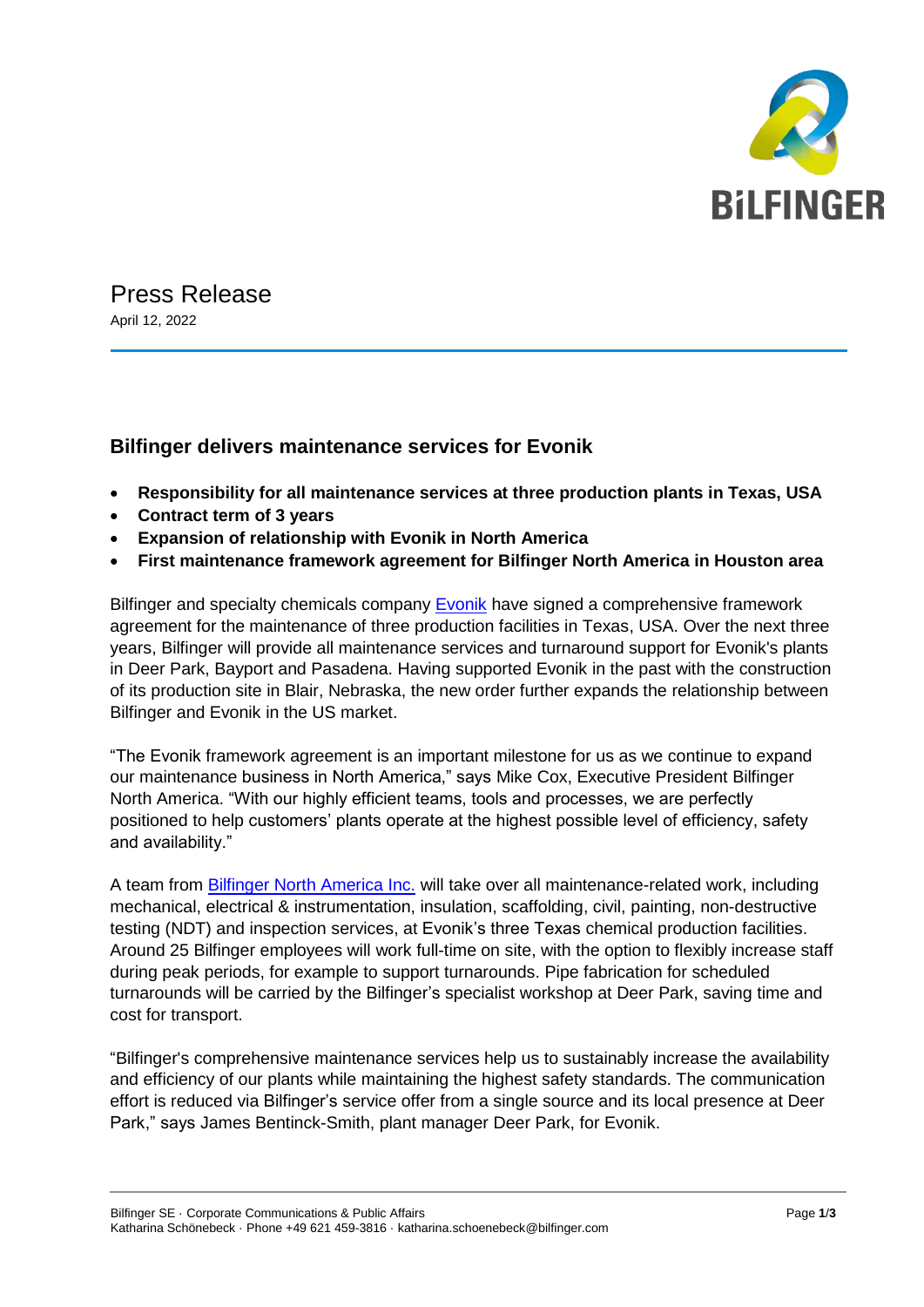# Press Release

April 12, 2022

## Bilfinger delivers maintenance services for Evonik

- **Responsibility for all maintenance services at three production plants in Texas, USA**
- **Contract term of 3 years**
- **Expansion of relationship with Evonik in North America**
- **First maintenance framework agreement for Bilfinger North America in Houston area**

Bilfinger and specialty chemicals company Evonik have signed a comprehensive framework agreement for the maintenance of three production facilities in Texas, USA. Over the next three years, Bilfinger will provide all maintenance services and turnaround support for Evonik's plants in Deer Park, Bayport and Pasadena. Having supported Evonik in the past with the construction of its production site in Blair, Nebraska, the new order further expands the relationship between Bilfinger and Evonik in the US market.

"The Evonik framework agreement is an important milestone for us as we continue to expand our maintenance business in North America," says Mike Cox, Executive President Bilfinger North America. "With our highly efficient teams, tools and processes, we are perfectly positioned to help customers' plants operate at the highest possible level of efficiency, safety and availability."

A team from Bilfinger North America Inc. will take over all maintenance-related work, including mechanical, electrical & instrumentation, insulation, scaffolding, civil, painting, non-destructive testing (NDT) and inspection services, at Evonik's three Texas chemical production facilities. Around 25 Bilfinger employees will work full-time on site, with the option to flexibly increase staff during peak periods, for example to support turnarounds. Pipe fabrication for scheduled turnarounds will be carried by the Bilfinger's specialist workshop at Deer Park, saving time and cost for transport.

"Bilfinger's comprehensive maintenance services help us to sustainably increase the availability and efficiency of our plants while maintaining the highest safety standards. The communication effort is reduced via Bilfinger's service offer from a single source and its local presence at Deer Park," says James Bentinck-Smith, plant manager Deer Park, for Evonik.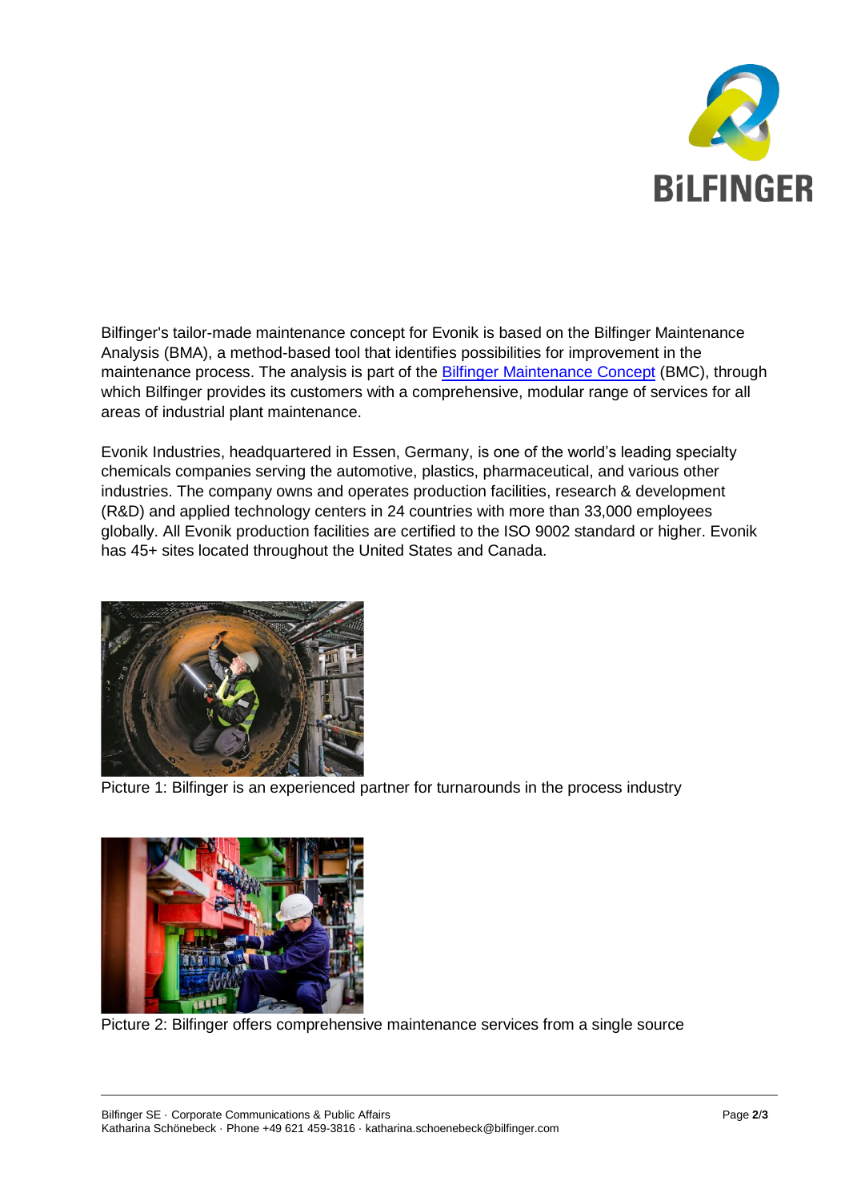Bilfinger's tailor-made maintenance concept for Evonik is based on the Bilfinger Maintenance Analysis (BMA), a method-based tool that identifies possibilities for improvement in the maintenance process. The analysis is part of the Bilfinger Maintenance Concept (BMC), through which Bilfinger provides its customers with a comprehensive, modular range of services for all areas of industrial plant maintenance.

Evonik Industries, headquartered in Essen, Germany, is one of the world's leading specialty chemicals companies serving the automotive, plastics, pharmaceutical, and various other industries. The company owns and operates production facilities, research & development (R&D) and applied technology centers in 24 countries with more than 33,000 employees globally. All Evonik production facilities are certified to the ISO 9002 standard or higher. Evonik has 45+ sites located throughout the United States and Canada.

Picture 1: Bilfinger is an experienced partner for turnarounds in the process industry

Picture 2: Bilfinger offers comprehensive maintenance services from a single source

Bilfinger SE · Corporate Communications & Public Affairs
Katharina Schönebeck · Phone +49 621 459-3816 · katharina.schoenebeck@bilfinger.com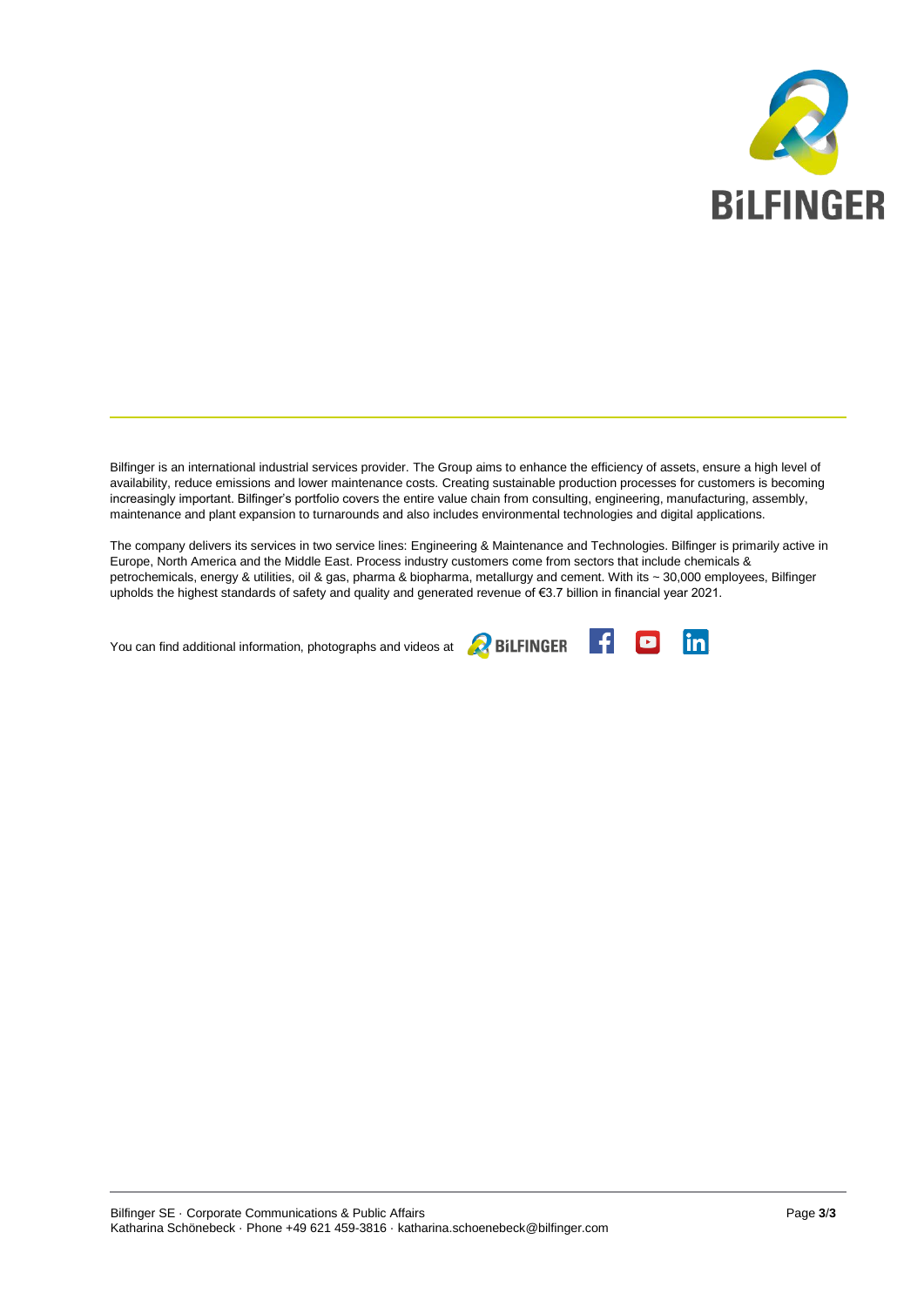Bilfinger is an international industrial services provider. The Group aims to enhance the efficiency of assets, ensure a high level of availability, reduce emissions and lower maintenance costs. Creating sustainable production processes for customers is becoming increasingly important. Bilfinger's portfolio covers the entire value chain from consulting, engineering, manufacturing, assembly, maintenance and plant expansion to turnarounds and also includes environmental technologies and digital applications.

The company delivers its services in two service lines: Engineering & Maintenance and Technologies. Bilfinger is primarily active in Europe, North America and the Middle East. Process industry customers come from sectors that include chemicals & petrochemicals, energy & utilities, oil & gas, pharma & biopharma, metallurgy and cement. With its ~ 30,000 employees, Bilfinger upholds the highest standards of safety and quality and generated revenue of €3.7 billion in financial year 2021.

You can find additional information, photographs and videos at BILFINGER

Bilfinger SE · Corporate Communications & Public Affairs
Katharina Schönebeck · Phone +49 621 459-3816 · katharina.schoenebeck@bilfinger.com